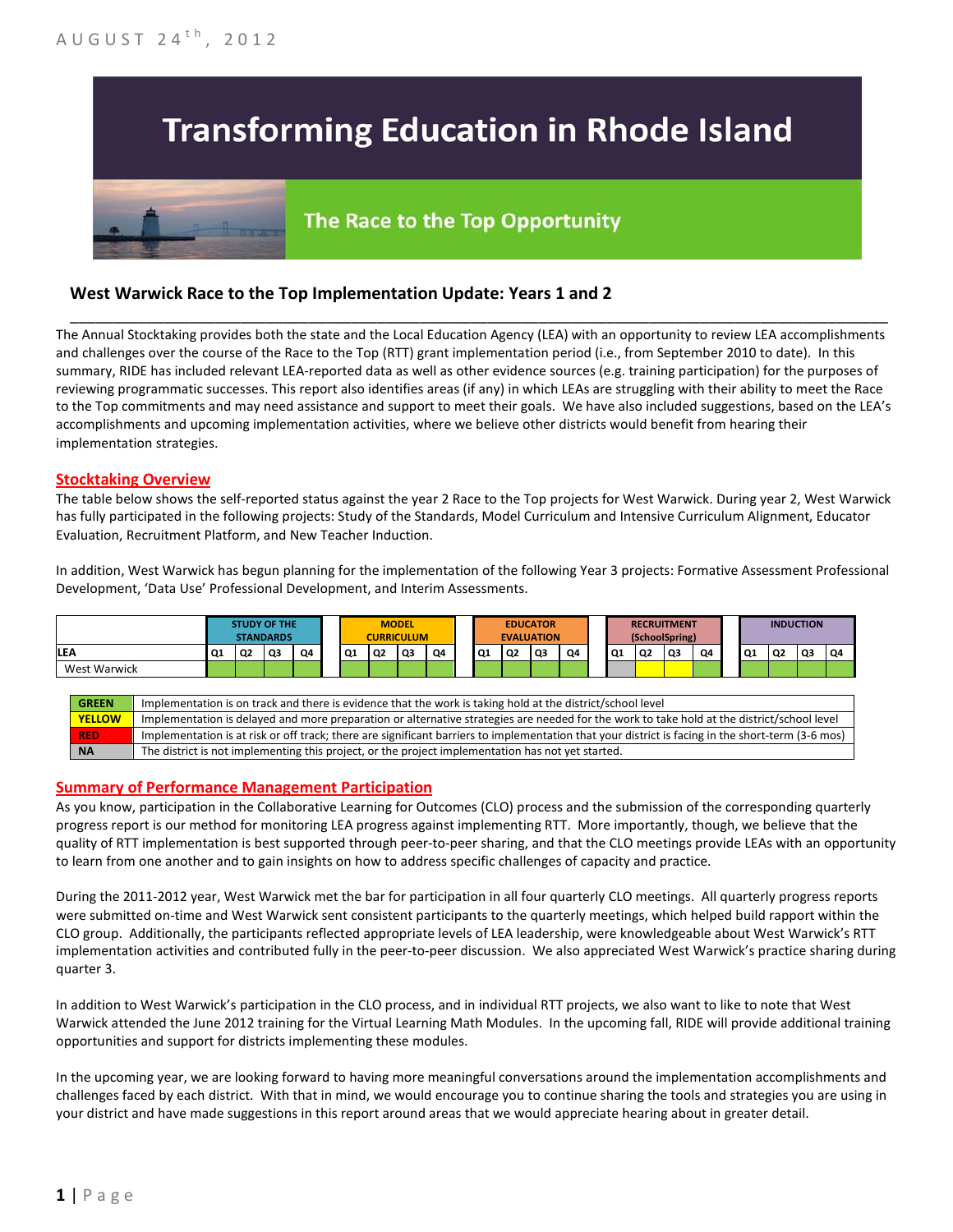AUGUST 24th, 2012

# Transforming Education in Rhode Island

## The Race to the Top Opportunity

### West Warwick Race to the Top Implementation Update: Years 1 and 2

The Annual Stocktaking provides both the state and the Local Education Agency (LEA) with an opportunity to review LEA accomplishments and challenges over the course of the Race to the Top (RTT) grant implementation period (i.e., from September 2010 to date). In this summary, RIDE has included relevant LEA-reported data as well as other evidence sources (e.g. training participation) for the purposes of reviewing programmatic successes. This report also identifies areas (if any) in which LEAs are struggling with their ability to meet the Race to the Top commitments and may need assistance and support to meet their goals. We have also included suggestions, based on the LEA's accomplishments and upcoming implementation activities, where we believe other districts would benefit from hearing their implementation strategies.

#### Stocktaking Overview

The table below shows the self-reported status against the year 2 Race to the Top projects for West Warwick. During year 2, West Warwick has fully participated in the following projects: Study of the Standards, Model Curriculum and Intensive Curriculum Alignment, Educator Evaluation, Recruitment Platform, and New Teacher Induction.

In addition, West Warwick has begun planning for the implementation of the following Year 3 projects: Formative Assessment Professional Development, 'Data Use' Professional Development, and Interim Assessments.

| | STUDY OF THE STANDARDS | | | | MODEL CURRICULUM | | | | EDUCATOR EVALUATION | | | | RECRUITMENT (SchoolSpring) | | | | INDUCTION | | | |
|---|---|---|---|---|---|---|---|---|---|---|---|---|---|---|---|---|---|---|---|---|
| LEA | Q1 | Q2 | Q3 | Q4 | Q1 | Q2 | Q3 | Q4 | Q1 | Q2 | Q3 | Q4 | Q1 | Q2 | Q3 | Q4 | Q1 | Q2 | Q3 | Q4 |
| West Warwick | GREEN | GREEN | GREEN | GREEN | GREEN | GREEN | GREEN | GREEN | GREEN | GREEN | GREEN | GREEN | NA | YELLOW | YELLOW | GREEN | GREEN | GREEN | GREEN | GREEN |

| | |
|---|---|
| GREEN | Implementation is on track and there is evidence that the work is taking hold at the district/school level |
| YELLOW | Implementation is delayed and more preparation or alternative strategies are needed for the work to take hold at the district/school level |
| RED | Implementation is at risk or off track; there are significant barriers to implementation that your district is facing in the short-term (3-6 mos) |
| NA | The district is not implementing this project, or the project implementation has not yet started. |

#### Summary of Performance Management Participation

As you know, participation in the Collaborative Learning for Outcomes (CLO) process and the submission of the corresponding quarterly progress report is our method for monitoring LEA progress against implementing RTT. More importantly, though, we believe that the quality of RTT implementation is best supported through peer-to-peer sharing, and that the CLO meetings provide LEAs with an opportunity to learn from one another and to gain insights on how to address specific challenges of capacity and practice.

During the 2011-2012 year, West Warwick met the bar for participation in all four quarterly CLO meetings. All quarterly progress reports were submitted on-time and West Warwick sent consistent participants to the quarterly meetings, which helped build rapport within the CLO group. Additionally, the participants reflected appropriate levels of LEA leadership, were knowledgeable about West Warwick's RTT implementation activities and contributed fully in the peer-to-peer discussion. We also appreciated West Warwick's practice sharing during quarter 3.

In addition to West Warwick's participation in the CLO process, and in individual RTT projects, we also want to like to note that West Warwick attended the June 2012 training for the Virtual Learning Math Modules. In the upcoming fall, RIDE will provide additional training opportunities and support for districts implementing these modules.

In the upcoming year, we are looking forward to having more meaningful conversations around the implementation accomplishments and challenges faced by each district. With that in mind, we would encourage you to continue sharing the tools and strategies you are using in your district and have made suggestions in this report around areas that we would appreciate hearing about in greater detail.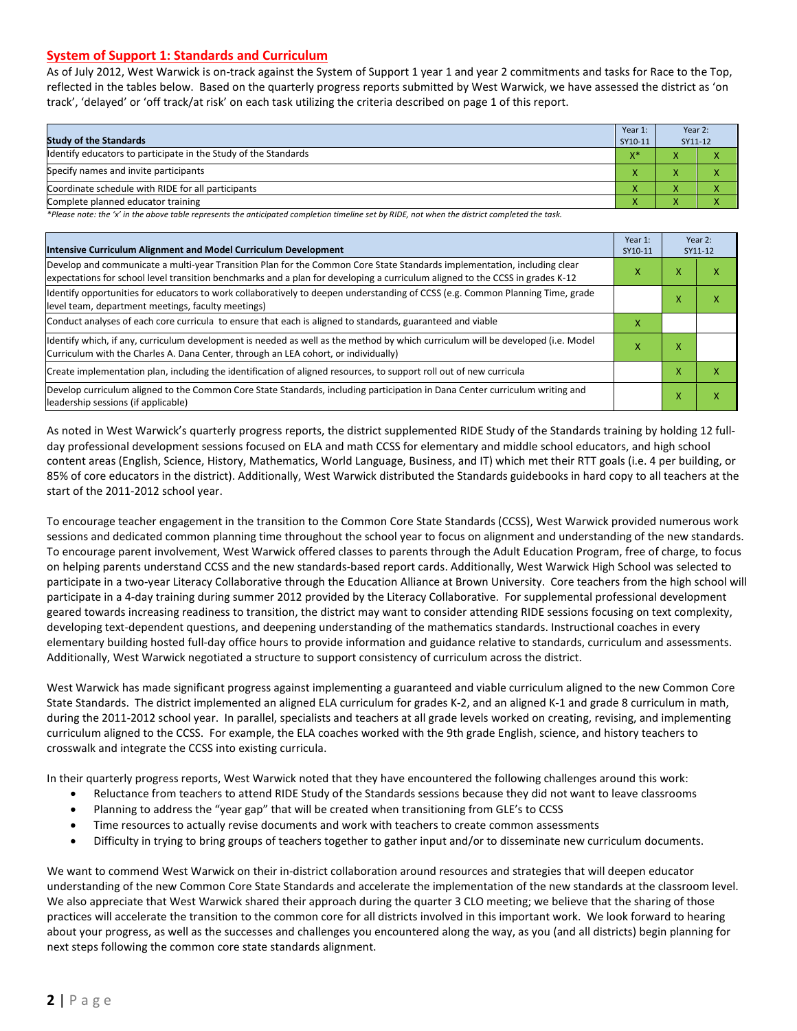## System of Support 1: Standards and Curriculum

As of July 2012, West Warwick is on-track against the System of Support 1 year 1 and year 2 commitments and tasks for Race to the Top, reflected in the tables below. Based on the quarterly progress reports submitted by West Warwick, we have assessed the district as 'on track', 'delayed' or 'off track/at risk' on each task utilizing the criteria described on page 1 of this report.

| Study of the Standards | Year 1: SY10-11 | Year 2: SY11-12 | |
|---|---|---|---|
| Identify educators to participate in the Study of the Standards | X* | X | X |
| Specify names and invite participants | X | X | X |
| Coordinate schedule with RIDE for all participants | X | X | X |
| Complete planned educator training | X | X | X |

*Please note: the 'x' in the above table represents the anticipated completion timeline set by RIDE, not when the district completed the task.

| Intensive Curriculum Alignment and Model Curriculum Development | Year 1: SY10-11 | Year 2: SY11-12 | |
|---|---|---|---|
| Develop and communicate a multi-year Transition Plan for the Common Core State Standards implementation, including clear expectations for school level transition benchmarks and a plan for developing a curriculum aligned to the CCSS in grades K-12 | X | X | X |
| Identify opportunities for educators to work collaboratively to deepen understanding of CCSS (e.g. Common Planning Time, grade level team, department meetings, faculty meetings) | | X | X |
| Conduct analyses of each core curricula to ensure that each is aligned to standards, guaranteed and viable | X | | |
| Identify which, if any, curriculum development is needed as well as the method by which curriculum will be developed (i.e. Model Curriculum with the Charles A. Dana Center, through an LEA cohort, or individually) | X | X | |
| Create implementation plan, including the identification of aligned resources, to support roll out of new curricula | | X | X |
| Develop curriculum aligned to the Common Core State Standards, including participation in Dana Center curriculum writing and leadership sessions (if applicable) | | X | X |

As noted in West Warwick's quarterly progress reports, the district supplemented RIDE Study of the Standards training by holding 12 full-day professional development sessions focused on ELA and math CCSS for elementary and middle school educators, and high school content areas (English, Science, History, Mathematics, World Language, Business, and IT) which met their RTT goals (i.e. 4 per building, or 85% of core educators in the district). Additionally, West Warwick distributed the Standards guidebooks in hard copy to all teachers at the start of the 2011-2012 school year.

To encourage teacher engagement in the transition to the Common Core State Standards (CCSS), West Warwick provided numerous work sessions and dedicated common planning time throughout the school year to focus on alignment and understanding of the new standards. To encourage parent involvement, West Warwick offered classes to parents through the Adult Education Program, free of charge, to focus on helping parents understand CCSS and the new standards-based report cards. Additionally, West Warwick High School was selected to participate in a two-year Literacy Collaborative through the Education Alliance at Brown University. Core teachers from the high school will participate in a 4-day training during summer 2012 provided by the Literacy Collaborative. For supplemental professional development geared towards increasing readiness to transition, the district may want to consider attending RIDE sessions focusing on text complexity, developing text-dependent questions, and deepening understanding of the mathematics standards. Instructional coaches in every elementary building hosted full-day office hours to provide information and guidance relative to standards, curriculum and assessments. Additionally, West Warwick negotiated a structure to support consistency of curriculum across the district.

West Warwick has made significant progress against implementing a guaranteed and viable curriculum aligned to the new Common Core State Standards. The district implemented an aligned ELA curriculum for grades K-2, and an aligned K-1 and grade 8 curriculum in math, during the 2011-2012 school year. In parallel, specialists and teachers at all grade levels worked on creating, revising, and implementing curriculum aligned to the CCSS. For example, the ELA coaches worked with the 9th grade English, science, and history teachers to crosswalk and integrate the CCSS into existing curricula.

In their quarterly progress reports, West Warwick noted that they have encountered the following challenges around this work:

- Reluctance from teachers to attend RIDE Study of the Standards sessions because they did not want to leave classrooms
- Planning to address the "year gap" that will be created when transitioning from GLE's to CCSS
- Time resources to actually revise documents and work with teachers to create common assessments
- Difficulty in trying to bring groups of teachers together to gather input and/or to disseminate new curriculum documents.

We want to commend West Warwick on their in-district collaboration around resources and strategies that will deepen educator understanding of the new Common Core State Standards and accelerate the implementation of the new standards at the classroom level. We also appreciate that West Warwick shared their approach during the quarter 3 CLO meeting; we believe that the sharing of those practices will accelerate the transition to the common core for all districts involved in this important work. We look forward to hearing about your progress, as well as the successes and challenges you encountered along the way, as you (and all districts) begin planning for next steps following the common core state standards alignment.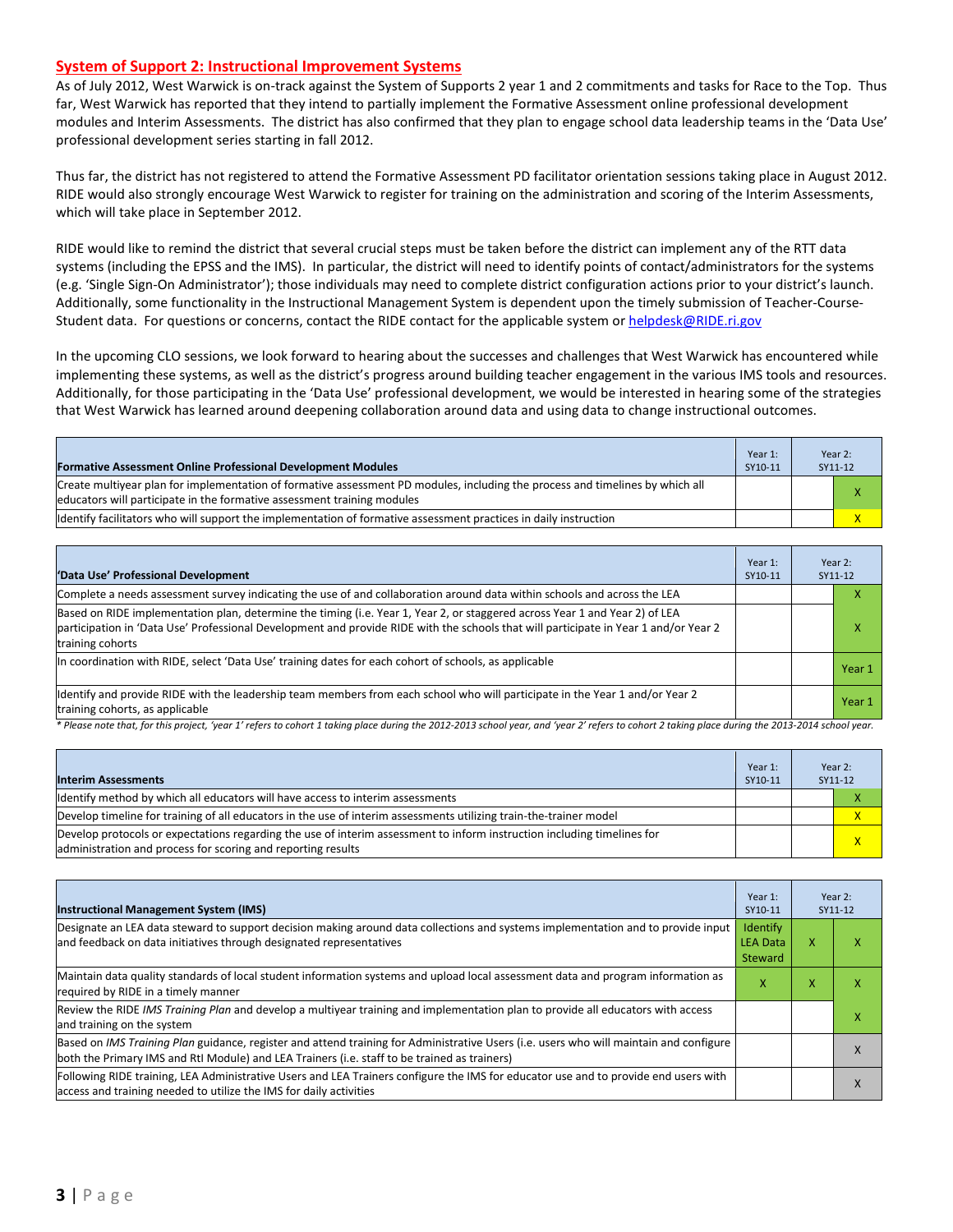## System of Support 2: Instructional Improvement Systems

As of July 2012, West Warwick is on-track against the System of Supports 2 year 1 and 2 commitments and tasks for Race to the Top. Thus far, West Warwick has reported that they intend to partially implement the Formative Assessment online professional development modules and Interim Assessments. The district has also confirmed that they plan to engage school data leadership teams in the 'Data Use' professional development series starting in fall 2012.

Thus far, the district has not registered to attend the Formative Assessment PD facilitator orientation sessions taking place in August 2012. RIDE would also strongly encourage West Warwick to register for training on the administration and scoring of the Interim Assessments, which will take place in September 2012.

RIDE would like to remind the district that several crucial steps must be taken before the district can implement any of the RTT data systems (including the EPSS and the IMS). In particular, the district will need to identify points of contact/administrators for the systems (e.g. 'Single Sign-On Administrator'); those individuals may need to complete district configuration actions prior to your district's launch. Additionally, some functionality in the Instructional Management System is dependent upon the timely submission of Teacher-Course-Student data. For questions or concerns, contact the RIDE contact for the applicable system or helpdesk@RIDE.ri.gov

In the upcoming CLO sessions, we look forward to hearing about the successes and challenges that West Warwick has encountered while implementing these systems, as well as the district's progress around building teacher engagement in the various IMS tools and resources. Additionally, for those participating in the 'Data Use' professional development, we would be interested in hearing some of the strategies that West Warwick has learned around deepening collaboration around data and using data to change instructional outcomes.

| Formative Assessment Online Professional Development Modules | Year 1: SY10-11 | Year 2: SY11-12 | |
|---|---|---|---|
| Create multiyear plan for implementation of formative assessment PD modules, including the process and timelines by which all educators will participate in the formative assessment training modules | | | X |
| Identify facilitators who will support the implementation of formative assessment practices in daily instruction | | | X |

| 'Data Use' Professional Development | Year 1: SY10-11 | Year 2: SY11-12 | |
|---|---|---|---|
| Complete a needs assessment survey indicating the use of and collaboration around data within schools and across the LEA | | | X |
| Based on RIDE implementation plan, determine the timing (i.e. Year 1, Year 2, or staggered across Year 1 and Year 2) of LEA participation in 'Data Use' Professional Development and provide RIDE with the schools that will participate in Year 1 and/or Year 2 training cohorts | | | X |
| In coordination with RIDE, select 'Data Use' training dates for each cohort of schools, as applicable | | | Year 1 |
| Identify and provide RIDE with the leadership team members from each school who will participate in the Year 1 and/or Year 2 training cohorts, as applicable | | | Year 1 |

*\* Please note that, for this project, 'year 1' refers to cohort 1 taking place during the 2012-2013 school year, and 'year 2' refers to cohort 2 taking place during the 2013-2014 school year.*

| Interim Assessments | Year 1: SY10-11 | Year 2: SY11-12 | |
|---|---|---|---|
| Identify method by which all educators will have access to interim assessments | | | X |
| Develop timeline for training of all educators in the use of interim assessments utilizing train-the-trainer model | | | X |
| Develop protocols or expectations regarding the use of interim assessment to inform instruction including timelines for administration and process for scoring and reporting results | | | X |

| Instructional Management System (IMS) | Year 1: SY10-11 | Year 2: SY11-12 | |
|---|---|---|---|
| Designate an LEA data steward to support decision making around data collections and systems implementation and to provide input and feedback on data initiatives through designated representatives | Identify LEA Data Steward | X | X |
| Maintain data quality standards of local student information systems and upload local assessment data and program information as required by RIDE in a timely manner | X | X | X |
| Review the RIDE *IMS Training Plan* and develop a multiyear training and implementation plan to provide all educators with access and training on the system | | | X |
| Based on *IMS Training Plan* guidance, register and attend training for Administrative Users (i.e. users who will maintain and configure both the Primary IMS and RtI Module) and LEA Trainers (i.e. staff to be trained as trainers) | | | X |
| Following RIDE training, LEA Administrative Users and LEA Trainers configure the IMS for educator use and to provide end users with access and training needed to utilize the IMS for daily activities | | | X |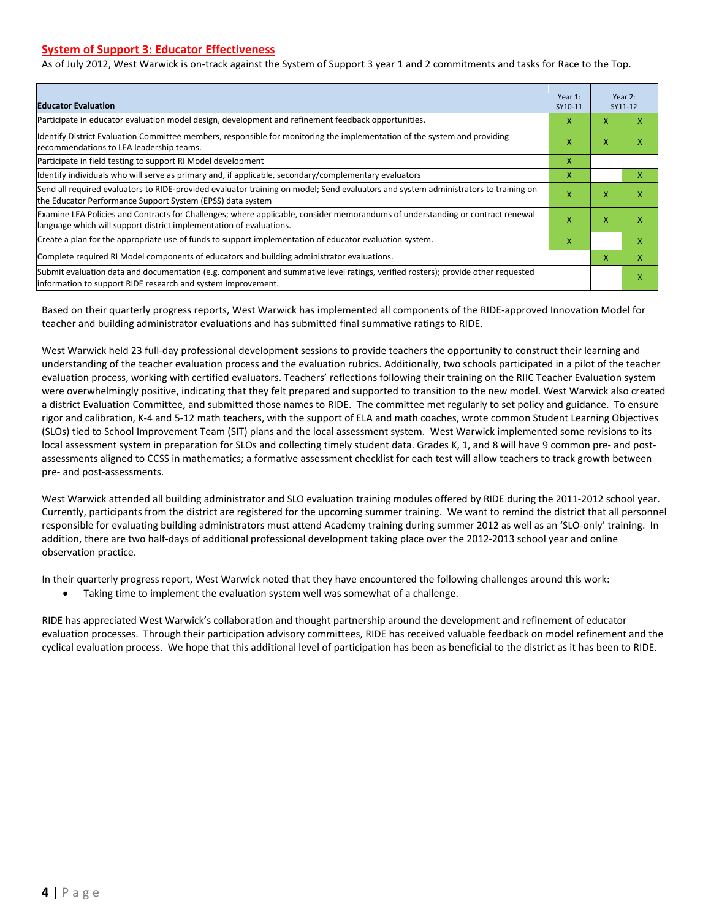## System of Support 3: Educator Effectiveness

As of July 2012, West Warwick is on-track against the System of Support 3 year 1 and 2 commitments and tasks for Race to the Top.

| Educator Evaluation | Year 1: SY10-11 | Year 2: SY11-12 | |
|---|---|---|---|
| Participate in educator evaluation model design, development and refinement feedback opportunities. | X | X | X |
| Identify District Evaluation Committee members, responsible for monitoring the implementation of the system and providing recommendations to LEA leadership teams. | X | X | X |
| Participate in field testing to support RI Model development | X | | |
| Identify individuals who will serve as primary and, if applicable, secondary/complementary evaluators | X | | X |
| Send all required evaluators to RIDE-provided evaluator training on model; Send evaluators and system administrators to training on the Educator Performance Support System (EPSS) data system | X | X | X |
| Examine LEA Policies and Contracts for Challenges; where applicable, consider memorandums of understanding or contract renewal language which will support district implementation of evaluations. | X | X | X |
| Create a plan for the appropriate use of funds to support implementation of educator evaluation system. | X | | X |
| Complete required RI Model components of educators and building administrator evaluations. | | X | X |
| Submit evaluation data and documentation (e.g. component and summative level ratings, verified rosters); provide other requested information to support RIDE research and system improvement. | | | X |

Based on their quarterly progress reports, West Warwick has implemented all components of the RIDE-approved Innovation Model for teacher and building administrator evaluations and has submitted final summative ratings to RIDE.

West Warwick held 23 full-day professional development sessions to provide teachers the opportunity to construct their learning and understanding of the teacher evaluation process and the evaluation rubrics. Additionally, two schools participated in a pilot of the teacher evaluation process, working with certified evaluators. Teachers' reflections following their training on the RIIC Teacher Evaluation system were overwhelmingly positive, indicating that they felt prepared and supported to transition to the new model. West Warwick also created a district Evaluation Committee, and submitted those names to RIDE. The committee met regularly to set policy and guidance. To ensure rigor and calibration, K-4 and 5-12 math teachers, with the support of ELA and math coaches, wrote common Student Learning Objectives (SLOs) tied to School Improvement Team (SIT) plans and the local assessment system. West Warwick implemented some revisions to its local assessment system in preparation for SLOs and collecting timely student data. Grades K, 1, and 8 will have 9 common pre- and post-assessments aligned to CCSS in mathematics; a formative assessment checklist for each test will allow teachers to track growth between pre- and post-assessments.

West Warwick attended all building administrator and SLO evaluation training modules offered by RIDE during the 2011-2012 school year. Currently, participants from the district are registered for the upcoming summer training. We want to remind the district that all personnel responsible for evaluating building administrators must attend Academy training during summer 2012 as well as an 'SLO-only' training. In addition, there are two half-days of additional professional development taking place over the 2012-2013 school year and online observation practice.

In their quarterly progress report, West Warwick noted that they have encountered the following challenges around this work:

- Taking time to implement the evaluation system well was somewhat of a challenge.

RIDE has appreciated West Warwick's collaboration and thought partnership around the development and refinement of educator evaluation processes. Through their participation advisory committees, RIDE has received valuable feedback on model refinement and the cyclical evaluation process. We hope that this additional level of participation has been as beneficial to the district as it has been to RIDE.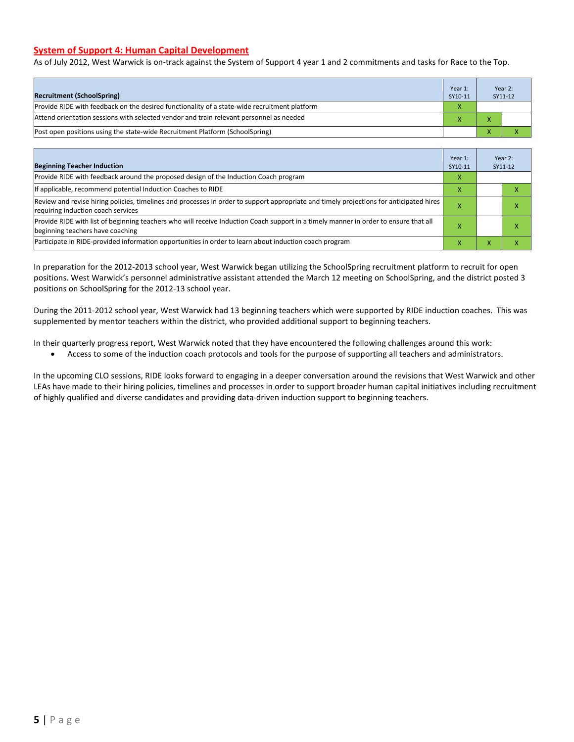## System of Support 4: Human Capital Development

As of July 2012, West Warwick is on-track against the System of Support 4 year 1 and 2 commitments and tasks for Race to the Top.

| Recruitment (SchoolSpring) | Year 1: SY10-11 | Year 2: SY11-12 | |
|---|---|---|---|
| Provide RIDE with feedback on the desired functionality of a state-wide recruitment platform | X | | |
| Attend orientation sessions with selected vendor and train relevant personnel as needed | X | X | |
| Post open positions using the state-wide Recruitment Platform (SchoolSpring) | | X | X |

| Beginning Teacher Induction | Year 1: SY10-11 | Year 2: SY11-12 | |
|---|---|---|---|
| Provide RIDE with feedback around the proposed design of the Induction Coach program | X | | |
| If applicable, recommend potential Induction Coaches to RIDE | X | | X |
| Review and revise hiring policies, timelines and processes in order to support appropriate and timely projections for anticipated hires requiring induction coach services | X | | X |
| Provide RIDE with list of beginning teachers who will receive Induction Coach support in a timely manner in order to ensure that all beginning teachers have coaching | X | | X |
| Participate in RIDE-provided information opportunities in order to learn about induction coach program | X | X | X |

In preparation for the 2012-2013 school year, West Warwick began utilizing the SchoolSpring recruitment platform to recruit for open positions. West Warwick's personnel administrative assistant attended the March 12 meeting on SchoolSpring, and the district posted 3 positions on SchoolSpring for the 2012-13 school year.

During the 2011-2012 school year, West Warwick had 13 beginning teachers which were supported by RIDE induction coaches. This was supplemented by mentor teachers within the district, who provided additional support to beginning teachers.

In their quarterly progress report, West Warwick noted that they have encountered the following challenges around this work:

- Access to some of the induction coach protocols and tools for the purpose of supporting all teachers and administrators.

In the upcoming CLO sessions, RIDE looks forward to engaging in a deeper conversation around the revisions that West Warwick and other LEAs have made to their hiring policies, timelines and processes in order to support broader human capital initiatives including recruitment of highly qualified and diverse candidates and providing data-driven induction support to beginning teachers.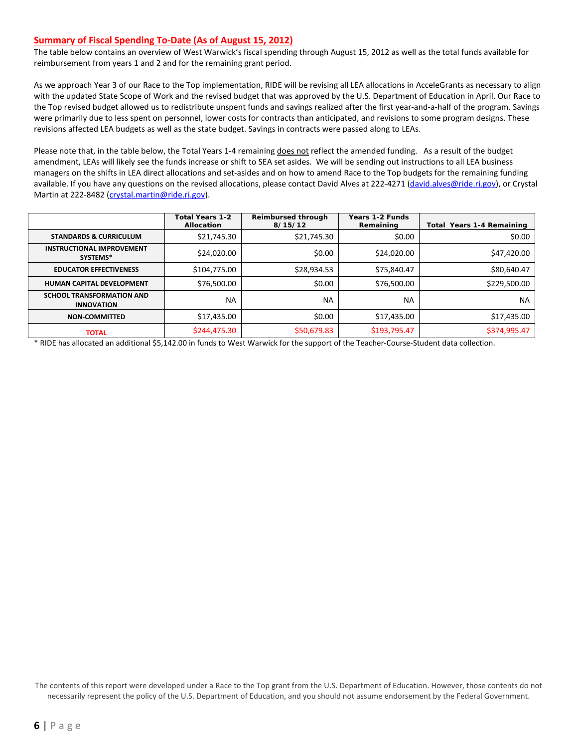## Summary of Fiscal Spending To-Date (As of August 15, 2012)

The table below contains an overview of West Warwick's fiscal spending through August 15, 2012 as well as the total funds available for reimbursement from years 1 and 2 and for the remaining grant period.

As we approach Year 3 of our Race to the Top implementation, RIDE will be revising all LEA allocations in AcceleGrants as necessary to align with the updated State Scope of Work and the revised budget that was approved by the U.S. Department of Education in April. Our Race to the Top revised budget allowed us to redistribute unspent funds and savings realized after the first year-and-a-half of the program. Savings were primarily due to less spent on personnel, lower costs for contracts than anticipated, and revisions to some program designs. These revisions affected LEA budgets as well as the state budget. Savings in contracts were passed along to LEAs.

Please note that, in the table below, the Total Years 1-4 remaining does not reflect the amended funding. As a result of the budget amendment, LEAs will likely see the funds increase or shift to SEA set asides. We will be sending out instructions to all LEA business managers on the shifts in LEA direct allocations and set-asides and on how to amend Race to the Top budgets for the remaining funding available. If you have any questions on the revised allocations, please contact David Alves at 222-4271 (david.alves@ride.ri.gov), or Crystal Martin at 222-8482 (crystal.martin@ride.ri.gov).

| | Total Years 1-2 Allocation | Reimbursed through 8/15/12 | Years 1-2 Funds Remaining | Total Years 1-4 Remaining |
|---|---|---|---|---|
| **STANDARDS & CURRICULUM** | $21,745.30 | $21,745.30 | $0.00 | $0.00 |
| **INSTRUCTIONAL IMPROVEMENT SYSTEMS*** | $24,020.00 | $0.00 | $24,020.00 | $47,420.00 |
| **EDUCATOR EFFECTIVENESS** | $104,775.00 | $28,934.53 | $75,840.47 | $80,640.47 |
| **HUMAN CAPITAL DEVELOPMENT** | $76,500.00 | $0.00 | $76,500.00 | $229,500.00 |
| **SCHOOL TRANSFORMATION AND INNOVATION** | NA | NA | NA | NA |
| **NON-COMMITTED** | $17,435.00 | $0.00 | $17,435.00 | $17,435.00 |
| **TOTAL** | $244,475.30 | $50,679.83 | $193,795.47 | $374,995.47 |

* RIDE has allocated an additional $5,142.00 in funds to West Warwick for the support of the Teacher-Course-Student data collection.

The contents of this report were developed under a Race to the Top grant from the U.S. Department of Education. However, those contents do not necessarily represent the policy of the U.S. Department of Education, and you should not assume endorsement by the Federal Government.